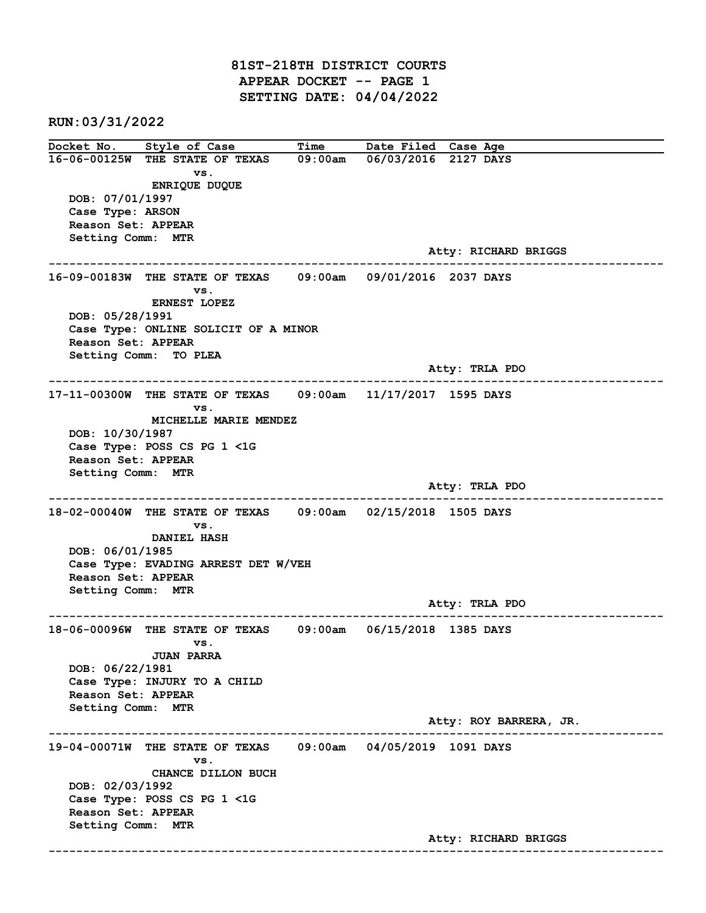# 81ST-218TH DISTRICT COURTS
## APPEAR DOCKET -- PAGE 1
## SETTING DATE: 04/04/2022

RUN:03/31/2022

| Docket No. | Style of Case | Time | Date Filed | Case Age |
|---|---|---|---|---|
| 16-06-00125W | THE STATE OF TEXAS vs. ENRIQUE DUQUE | 09:00am | 06/03/2016 | 2127 DAYS |

DOB: 07/01/1997
Case Type: ARSON
Reason Set: APPEAR
Setting Comm: MTR
Atty: RICHARD BRIGGS

---

| Docket No. | Style of Case | Time | Date Filed | Case Age |
|---|---|---|---|---|
| 16-09-00183W | THE STATE OF TEXAS vs. ERNEST LOPEZ | 09:00am | 09/01/2016 | 2037 DAYS |

DOB: 05/28/1991
Case Type: ONLINE SOLICIT OF A MINOR
Reason Set: APPEAR
Setting Comm: TO PLEA
Atty: TRLA PDO

---

| Docket No. | Style of Case | Time | Date Filed | Case Age |
|---|---|---|---|---|
| 17-11-00300W | THE STATE OF TEXAS vs. MICHELLE MARIE MENDEZ | 09:00am | 11/17/2017 | 1595 DAYS |

DOB: 10/30/1987
Case Type: POSS CS PG 1 <1G
Reason Set: APPEAR
Setting Comm: MTR
Atty: TRLA PDO

---

| Docket No. | Style of Case | Time | Date Filed | Case Age |
|---|---|---|---|---|
| 18-02-00040W | THE STATE OF TEXAS vs. DANIEL HASH | 09:00am | 02/15/2018 | 1505 DAYS |

DOB: 06/01/1985
Case Type: EVADING ARREST DET W/VEH
Reason Set: APPEAR
Setting Comm: MTR
Atty: TRLA PDO

---

| Docket No. | Style of Case | Time | Date Filed | Case Age |
|---|---|---|---|---|
| 18-06-00096W | THE STATE OF TEXAS vs. JUAN PARRA | 09:00am | 06/15/2018 | 1385 DAYS |

DOB: 06/22/1981
Case Type: INJURY TO A CHILD
Reason Set: APPEAR
Setting Comm: MTR
Atty: ROY BARRERA, JR.

---

| Docket No. | Style of Case | Time | Date Filed | Case Age |
|---|---|---|---|---|
| 19-04-00071W | THE STATE OF TEXAS vs. CHANCE DILLON BUCH | 09:00am | 04/05/2019 | 1091 DAYS |

DOB: 02/03/1992
Case Type: POSS CS PG 1 <1G
Reason Set: APPEAR
Setting Comm: MTR
Atty: RICHARD BRIGGS

---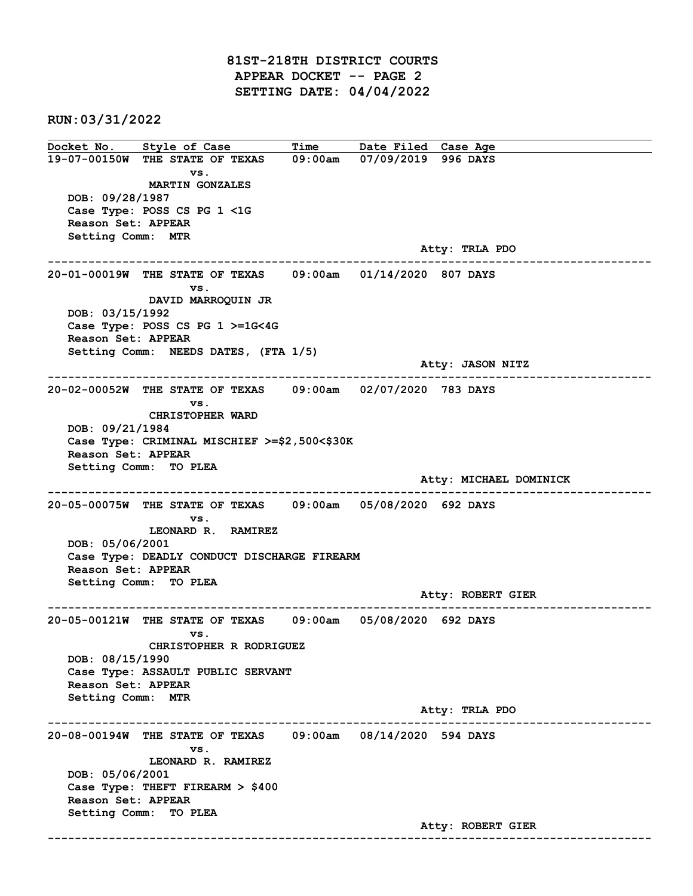# 81ST-218TH DISTRICT COURTS
## APPEAR DOCKET -- PAGE 2
## SETTING DATE: 04/04/2022

**RUN:03/31/2022**

| Docket No. | Style of Case | Time | Date Filed | Case Age |
|---|---|---|---|---|
| 19-07-00150W | THE STATE OF TEXAS vs. MARTIN GONZALES | 09:00am | 07/09/2019 | 996 DAYS |

DOB: 09/28/1987
Case Type: POSS CS PG 1 <1G
Reason Set: APPEAR
Setting Comm: MTR
Atty: TRLA PDO

---

| Docket No. | Style of Case | Time | Date Filed | Case Age |
|---|---|---|---|---|
| 20-01-00019W | THE STATE OF TEXAS vs. DAVID MARROQUIN JR | 09:00am | 01/14/2020 | 807 DAYS |

DOB: 03/15/1992
Case Type: POSS CS PG 1 >=1G<4G
Reason Set: APPEAR
Setting Comm: NEEDS DATES, (FTA 1/5)
Atty: JASON NITZ

---

| Docket No. | Style of Case | Time | Date Filed | Case Age |
|---|---|---|---|---|
| 20-02-00052W | THE STATE OF TEXAS vs. CHRISTOPHER WARD | 09:00am | 02/07/2020 | 783 DAYS |

DOB: 09/21/1984
Case Type: CRIMINAL MISCHIEF >=$2,500<$30K
Reason Set: APPEAR
Setting Comm: TO PLEA
Atty: MICHAEL DOMINICK

---

| Docket No. | Style of Case | Time | Date Filed | Case Age |
|---|---|---|---|---|
| 20-05-00075W | THE STATE OF TEXAS vs. LEONARD R. RAMIREZ | 09:00am | 05/08/2020 | 692 DAYS |

DOB: 05/06/2001
Case Type: DEADLY CONDUCT DISCHARGE FIREARM
Reason Set: APPEAR
Setting Comm: TO PLEA
Atty: ROBERT GIER

---

| Docket No. | Style of Case | Time | Date Filed | Case Age |
|---|---|---|---|---|
| 20-05-00121W | THE STATE OF TEXAS vs. CHRISTOPHER R RODRIGUEZ | 09:00am | 05/08/2020 | 692 DAYS |

DOB: 08/15/1990
Case Type: ASSAULT PUBLIC SERVANT
Reason Set: APPEAR
Setting Comm: MTR
Atty: TRLA PDO

---

| Docket No. | Style of Case | Time | Date Filed | Case Age |
|---|---|---|---|---|
| 20-08-00194W | THE STATE OF TEXAS vs. LEONARD R. RAMIREZ | 09:00am | 08/14/2020 | 594 DAYS |

DOB: 05/06/2001
Case Type: THEFT FIREARM > $400
Reason Set: APPEAR
Setting Comm: TO PLEA
Atty: ROBERT GIER

---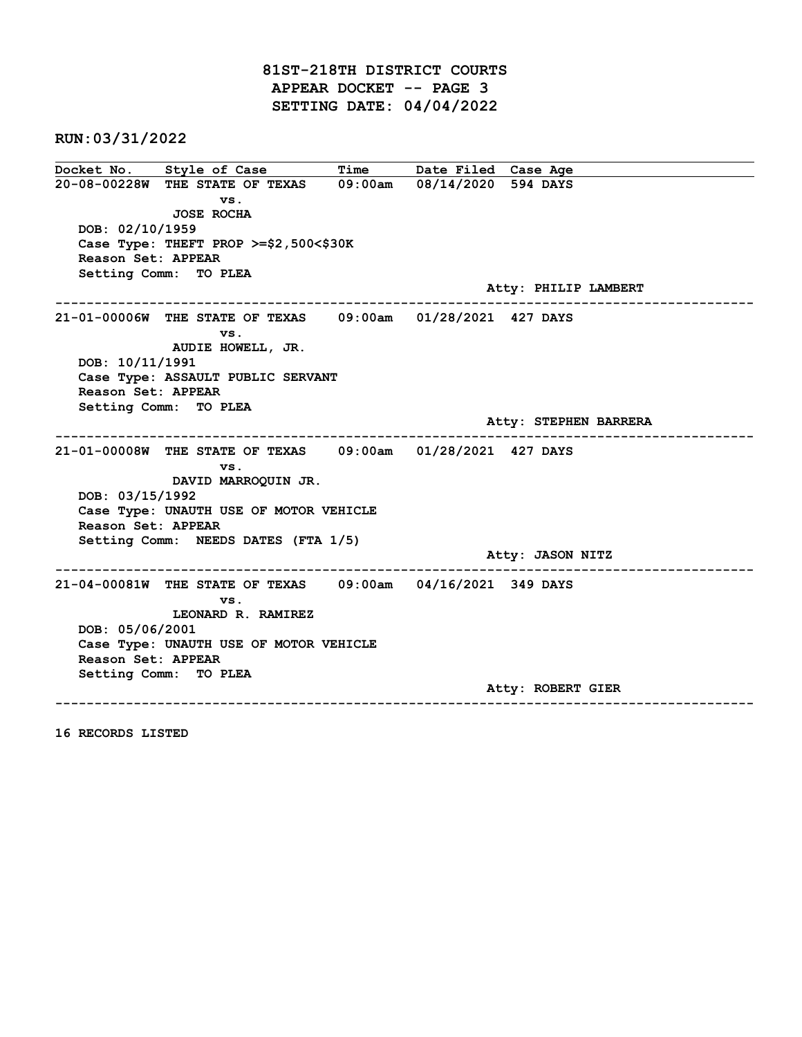# 81ST-218TH DISTRICT COURTS

## APPEAR DOCKET -- PAGE 3

## SETTING DATE: 04/04/2022

**RUN:03/31/2022**

| Docket No. | Style of Case | Time | Date Filed | Case Age |
|---|---|---|---|---|
| 20-08-00228W | THE STATE OF TEXAS vs. JOSE ROCHA | 09:00am | 08/14/2020 | 594 DAYS |

DOB: 02/10/1959
Case Type: THEFT PROP >=$2,500<$30K
Reason Set: APPEAR
Setting Comm: TO PLEA
Atty: PHILIP LAMBERT

---

| Docket No. | Style of Case | Time | Date Filed | Case Age |
|---|---|---|---|---|
| 21-01-00006W | THE STATE OF TEXAS vs. AUDIE HOWELL, JR. | 09:00am | 01/28/2021 | 427 DAYS |

DOB: 10/11/1991
Case Type: ASSAULT PUBLIC SERVANT
Reason Set: APPEAR
Setting Comm: TO PLEA
Atty: STEPHEN BARRERA

---

| Docket No. | Style of Case | Time | Date Filed | Case Age |
|---|---|---|---|---|
| 21-01-00008W | THE STATE OF TEXAS vs. DAVID MARROQUIN JR. | 09:00am | 01/28/2021 | 427 DAYS |

DOB: 03/15/1992
Case Type: UNAUTH USE OF MOTOR VEHICLE
Reason Set: APPEAR
Setting Comm: NEEDS DATES (FTA 1/5)
Atty: JASON NITZ

---

| Docket No. | Style of Case | Time | Date Filed | Case Age |
|---|---|---|---|---|
| 21-04-00081W | THE STATE OF TEXAS vs. LEONARD R. RAMIREZ | 09:00am | 04/16/2021 | 349 DAYS |

DOB: 05/06/2001
Case Type: UNAUTH USE OF MOTOR VEHICLE
Reason Set: APPEAR
Setting Comm: TO PLEA
Atty: ROBERT GIER

---

**16 RECORDS LISTED**